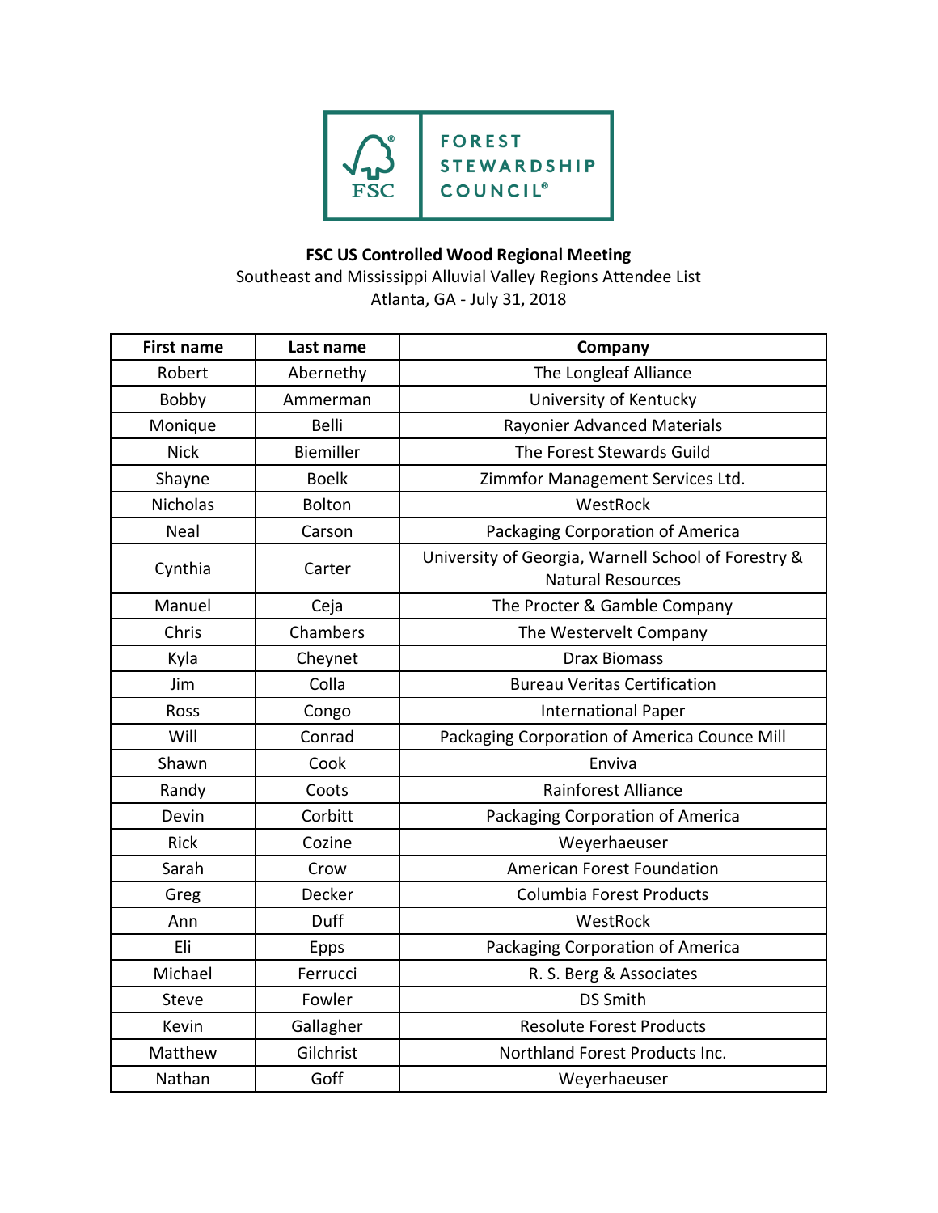FOREST STEWARDSHIP COUNCIL®

**FSC US Controlled Wood Regional Meeting**

Southeast and Mississippi Alluvial Valley Regions Attendee List

Atlanta, GA - July 31, 2018

| First name | Last name | Company |
|---|---|---|
| Robert | Abernethy | The Longleaf Alliance |
| Bobby | Ammerman | University of Kentucky |
| Monique | Belli | Rayonier Advanced Materials |
| Nick | Biemiller | The Forest Stewards Guild |
| Shayne | Boelk | Zimmfor Management Services Ltd. |
| Nicholas | Bolton | WestRock |
| Neal | Carson | Packaging Corporation of America |
| Cynthia | Carter | University of Georgia, Warnell School of Forestry & Natural Resources |
| Manuel | Ceja | The Procter & Gamble Company |
| Chris | Chambers | The Westervelt Company |
| Kyla | Cheynet | Drax Biomass |
| Jim | Colla | Bureau Veritas Certification |
| Ross | Congo | International Paper |
| Will | Conrad | Packaging Corporation of America Counce Mill |
| Shawn | Cook | Enviva |
| Randy | Coots | Rainforest Alliance |
| Devin | Corbitt | Packaging Corporation of America |
| Rick | Cozine | Weyerhaeuser |
| Sarah | Crow | American Forest Foundation |
| Greg | Decker | Columbia Forest Products |
| Ann | Duff | WestRock |
| Eli | Epps | Packaging Corporation of America |
| Michael | Ferrucci | R. S. Berg & Associates |
| Steve | Fowler | DS Smith |
| Kevin | Gallagher | Resolute Forest Products |
| Matthew | Gilchrist | Northland Forest Products Inc. |
| Nathan | Goff | Weyerhaeuser |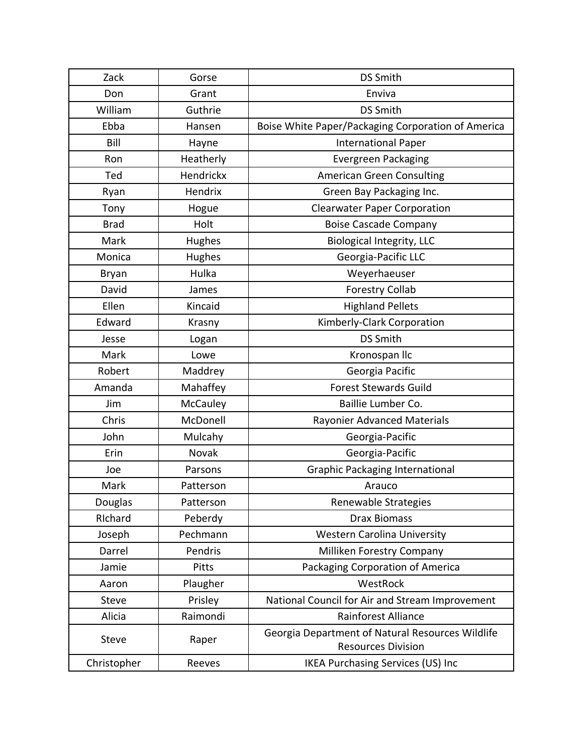| Zack | Gorse | DS Smith |
|---|---|---|
| Don | Grant | Enviva |
| William | Guthrie | DS Smith |
| Ebba | Hansen | Boise White Paper/Packaging Corporation of America |
| Bill | Hayne | International Paper |
| Ron | Heatherly | Evergreen Packaging |
| Ted | Hendrickx | American Green Consulting |
| Ryan | Hendrix | Green Bay Packaging Inc. |
| Tony | Hogue | Clearwater Paper Corporation |
| Brad | Holt | Boise Cascade Company |
| Mark | Hughes | Biological Integrity, LLC |
| Monica | Hughes | Georgia-Pacific LLC |
| Bryan | Hulka | Weyerhaeuser |
| David | James | Forestry Collab |
| Ellen | Kincaid | Highland Pellets |
| Edward | Krasny | Kimberly-Clark Corporation |
| Jesse | Logan | DS Smith |
| Mark | Lowe | Kronospan llc |
| Robert | Maddrey | Georgia Pacific |
| Amanda | Mahaffey | Forest Stewards Guild |
| Jim | McCauley | Baillie Lumber Co. |
| Chris | McDonell | Rayonier Advanced Materials |
| John | Mulcahy | Georgia-Pacific |
| Erin | Novak | Georgia-Pacific |
| Joe | Parsons | Graphic Packaging International |
| Mark | Patterson | Arauco |
| Douglas | Patterson | Renewable Strategies |
| RIchard | Peberdy | Drax Biomass |
| Joseph | Pechmann | Western Carolina University |
| Darrel | Pendris | Milliken Forestry Company |
| Jamie | Pitts | Packaging Corporation of America |
| Aaron | Plaugher | WestRock |
| Steve | Prisley | National Council for Air and Stream Improvement |
| Alicia | Raimondi | Rainforest Alliance |
| Steve | Raper | Georgia Department of Natural Resources Wildlife Resources Division |
| Christopher | Reeves | IKEA Purchasing Services (US) Inc |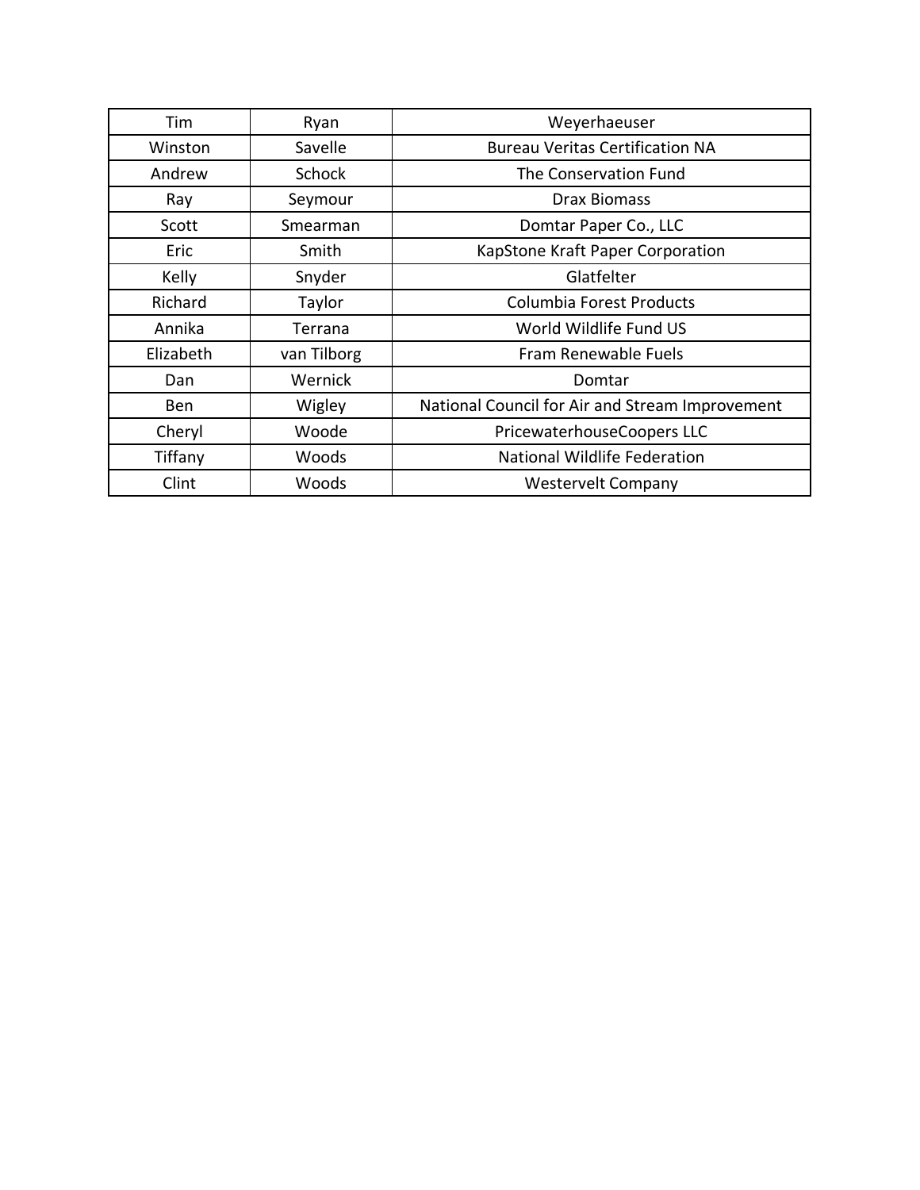| | | |
|---|---|---|
| Tim | Ryan | Weyerhaeuser |
| Winston | Savelle | Bureau Veritas Certification NA |
| Andrew | Schock | The Conservation Fund |
| Ray | Seymour | Drax Biomass |
| Scott | Smearman | Domtar Paper Co., LLC |
| Eric | Smith | KapStone Kraft Paper Corporation |
| Kelly | Snyder | Glatfelter |
| Richard | Taylor | Columbia Forest Products |
| Annika | Terrana | World Wildlife Fund US |
| Elizabeth | van Tilborg | Fram Renewable Fuels |
| Dan | Wernick | Domtar |
| Ben | Wigley | National Council for Air and Stream Improvement |
| Cheryl | Woode | PricewaterhouseCoopers LLC |
| Tiffany | Woods | National Wildlife Federation |
| Clint | Woods | Westervelt Company |